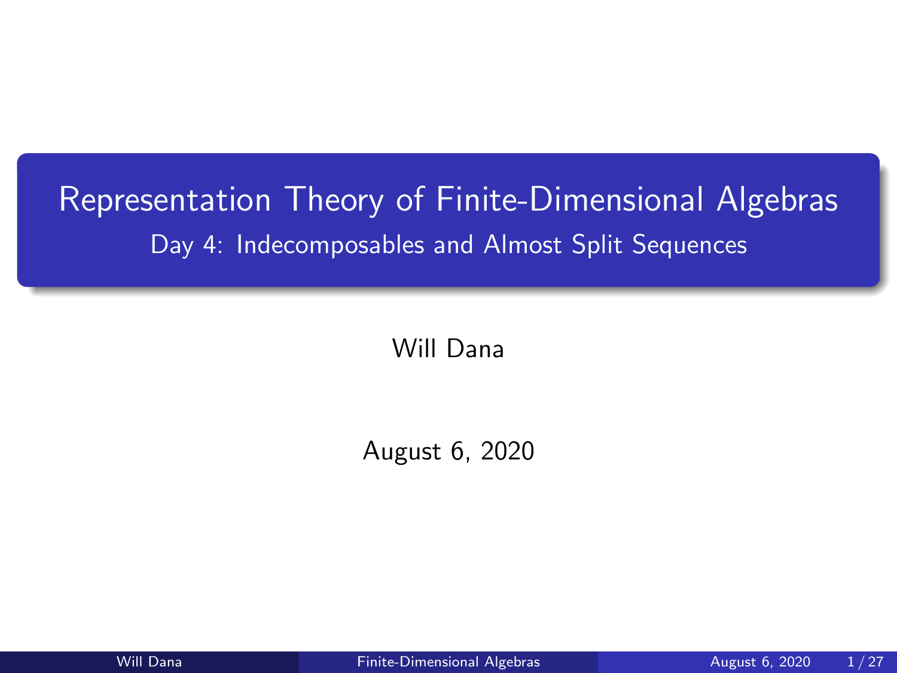# Representation Theory of Finite-Dimensional Algebras

## Day 4: Indecomposables and Almost Split Sequences

Will Dana

August 6, 2020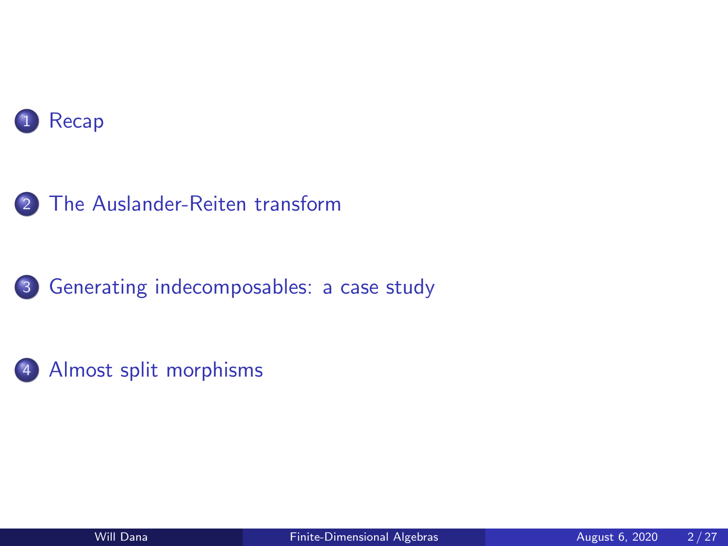1. Recap
2. The Auslander-Reiten transform
3. Generating indecomposables: a case study
4. Almost split morphisms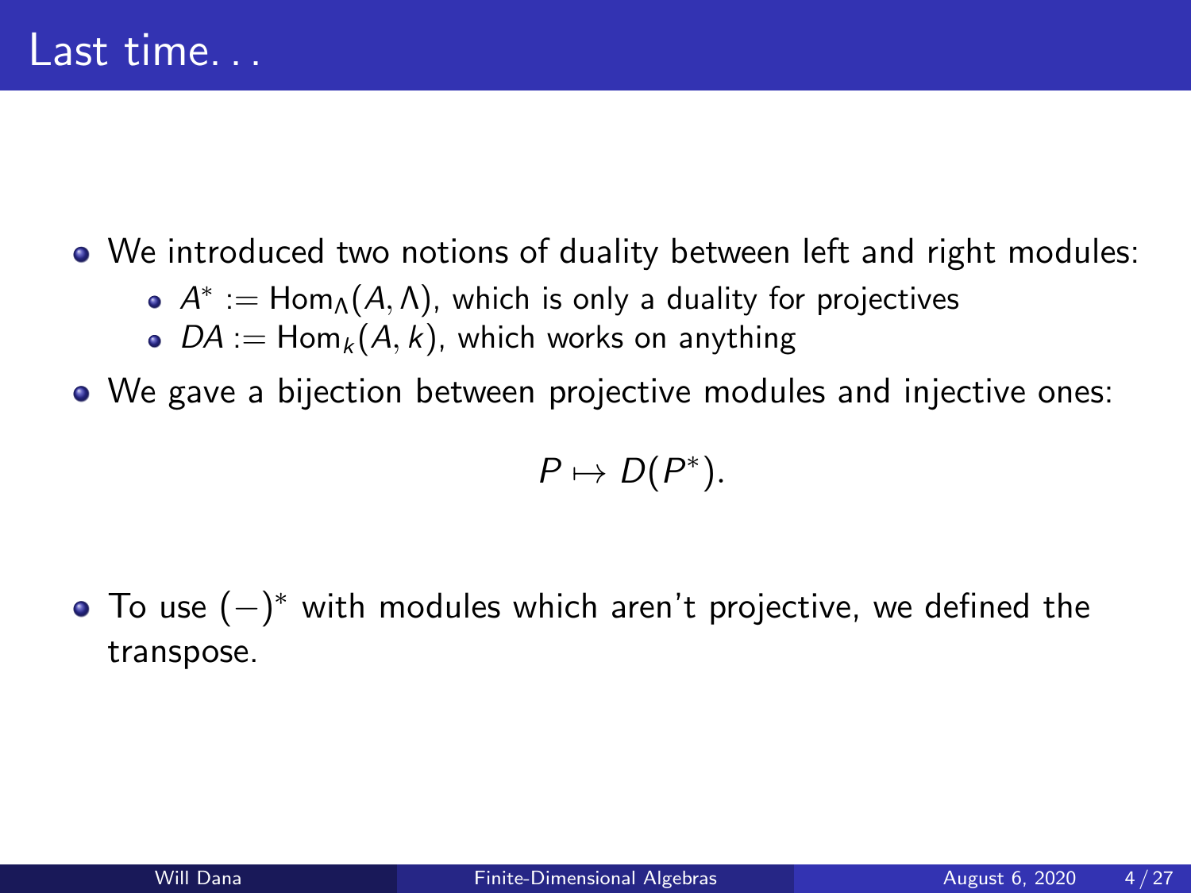# Last time...

- We introduced two notions of duality between left and right modules:
  - $A^* := \mathrm{Hom}_\Lambda(A, \Lambda)$, which is only a duality for projectives
  - $DA := \mathrm{Hom}_k(A, k)$, which works on anything
- We gave a bijection between projective modules and injective ones:

$$P \mapsto D(P^*).$$

- To use $(-)^*$ with modules which aren't projective, we defined the transpose.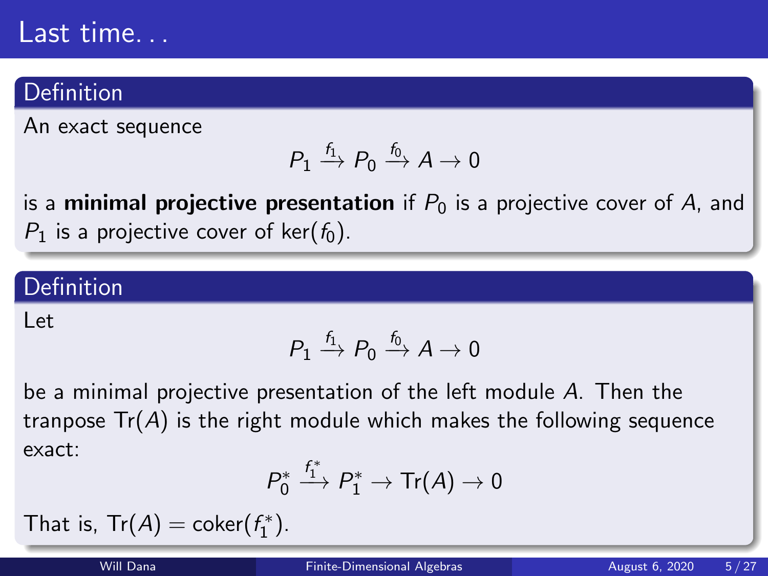# Last time...

**Definition**

An exact sequence

$$P_1 \xrightarrow{f_1} P_0 \xrightarrow{f_0} A \to 0$$

is a **minimal projective presentation** if $P_0$ is a projective cover of $A$, and $P_1$ is a projective cover of $\ker(f_0)$.

**Definition**

Let

$$P_1 \xrightarrow{f_1} P_0 \xrightarrow{f_0} A \to 0$$

be a minimal projective presentation of the left module $A$. Then the tranpose $\mathrm{Tr}(A)$ is the right module which makes the following sequence exact:

$$P_0^* \xrightarrow{f_1^*} P_1^* \to \mathrm{Tr}(A) \to 0$$

That is, $\mathrm{Tr}(A) = \mathrm{coker}(f_1^*)$.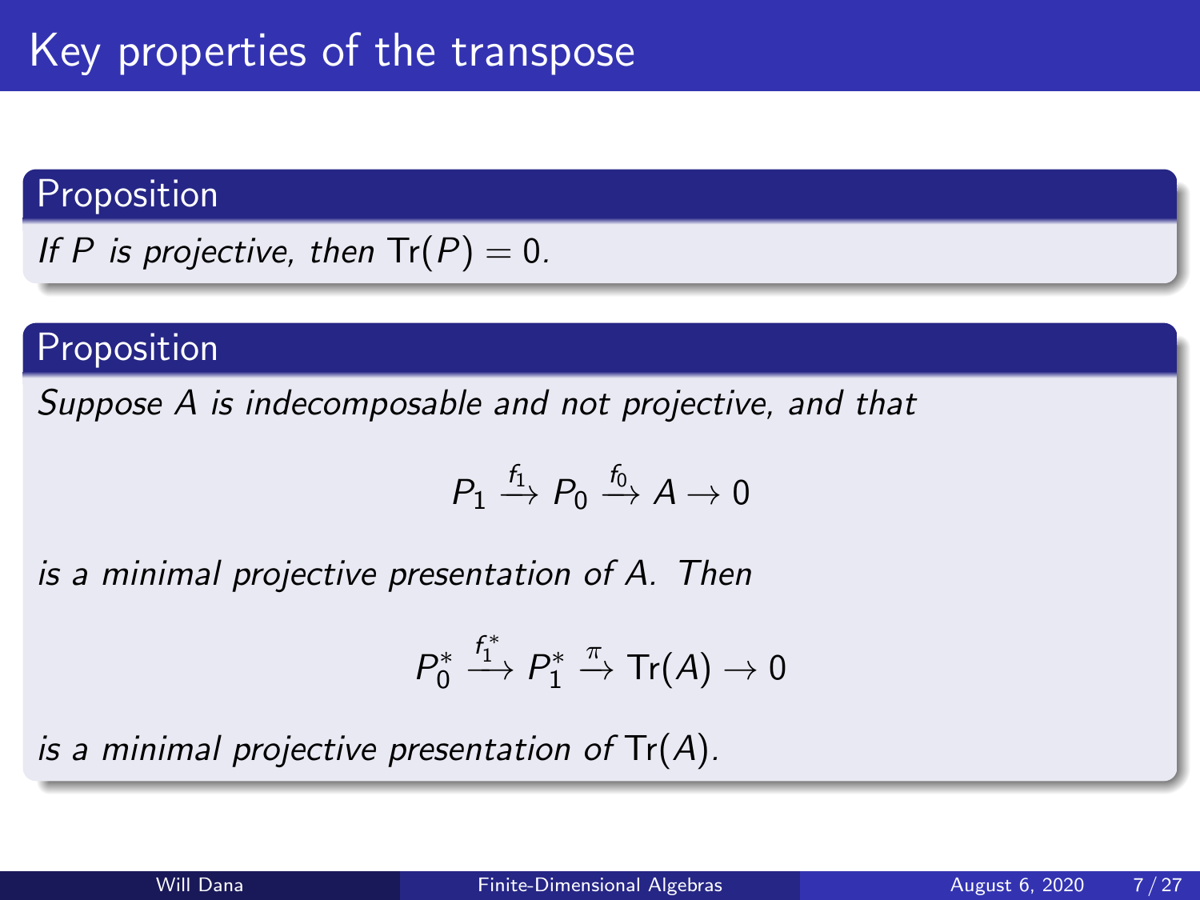# Key properties of the transpose

**Proposition**

*If $P$ is projective, then $\mathrm{Tr}(P) = 0$.*

**Proposition**

*Suppose $A$ is indecomposable and not projective, and that*

$$P_1 \xrightarrow{f_1} P_0 \xrightarrow{f_0} A \to 0$$

*is a minimal projective presentation of $A$. Then*

$$P_0^* \xrightarrow{f_1^*} P_1^* \xrightarrow{\pi} \mathrm{Tr}(A) \to 0$$

*is a minimal projective presentation of $\mathrm{Tr}(A)$.*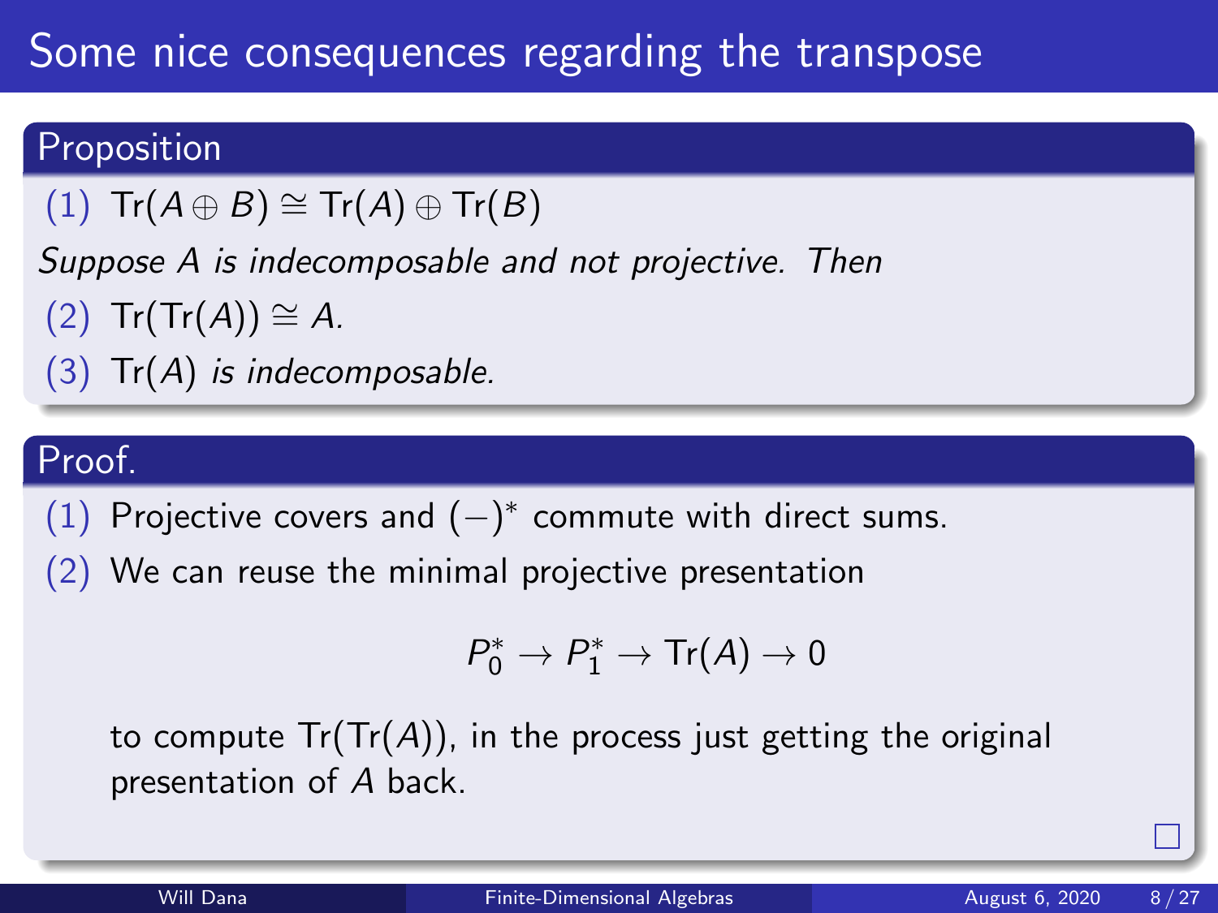# Some nice consequences regarding the transpose

**Proposition**

(1) $\mathrm{Tr}(A \oplus B) \cong \mathrm{Tr}(A) \oplus \mathrm{Tr}(B)$

*Suppose $A$ is indecomposable and not projective. Then*

(2) $\mathrm{Tr}(\mathrm{Tr}(A)) \cong A$.

(3) $\mathrm{Tr}(A)$ *is indecomposable.*

**Proof.**

(1) Projective covers and $(-)^*$ commute with direct sums.

(2) We can reuse the minimal projective presentation

$$P_0^* \to P_1^* \to \mathrm{Tr}(A) \to 0$$

to compute $\mathrm{Tr}(\mathrm{Tr}(A))$, in the process just getting the original presentation of $A$ back.

□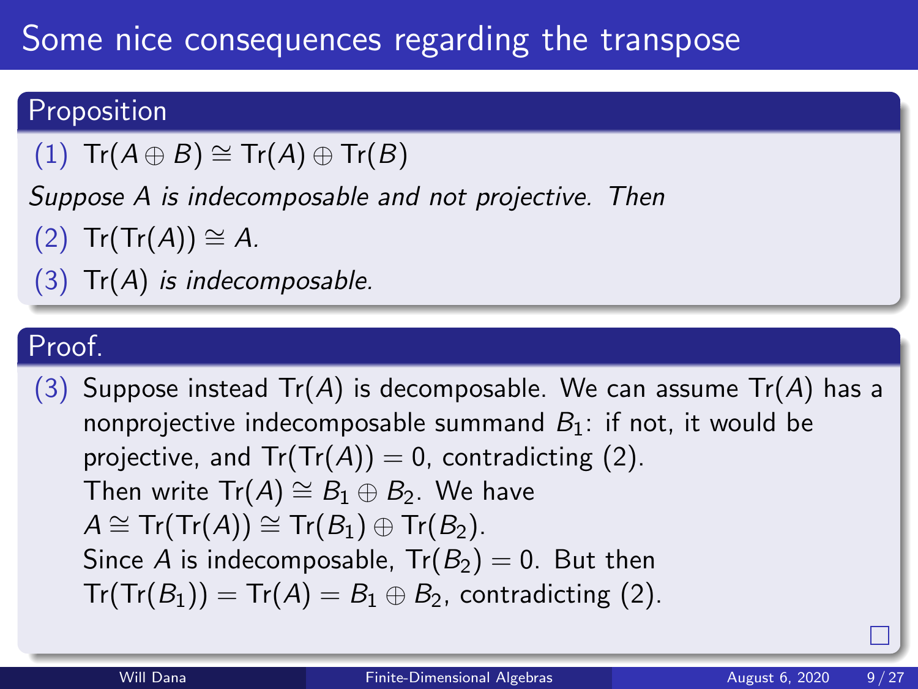# Some nice consequences regarding the transpose

## Proposition

(1) $\text{Tr}(A \oplus B) \cong \text{Tr}(A) \oplus \text{Tr}(B)$

*Suppose $A$ is indecomposable and not projective. Then*

(2) $\text{Tr}(\text{Tr}(A)) \cong A$.

(3) $\text{Tr}(A)$ *is indecomposable.*

## Proof.

(3) Suppose instead $\text{Tr}(A)$ is decomposable. We can assume $\text{Tr}(A)$ has a nonprojective indecomposable summand $B_1$: if not, it would be projective, and $\text{Tr}(\text{Tr}(A)) = 0$, contradicting (2).

Then write $\text{Tr}(A) \cong B_1 \oplus B_2$. We have

$A \cong \text{Tr}(\text{Tr}(A)) \cong \text{Tr}(B_1) \oplus \text{Tr}(B_2)$.

Since $A$ is indecomposable, $\text{Tr}(B_2) = 0$. But then

$\text{Tr}(\text{Tr}(B_1)) = \text{Tr}(A) = B_1 \oplus B_2$, contradicting (2).

□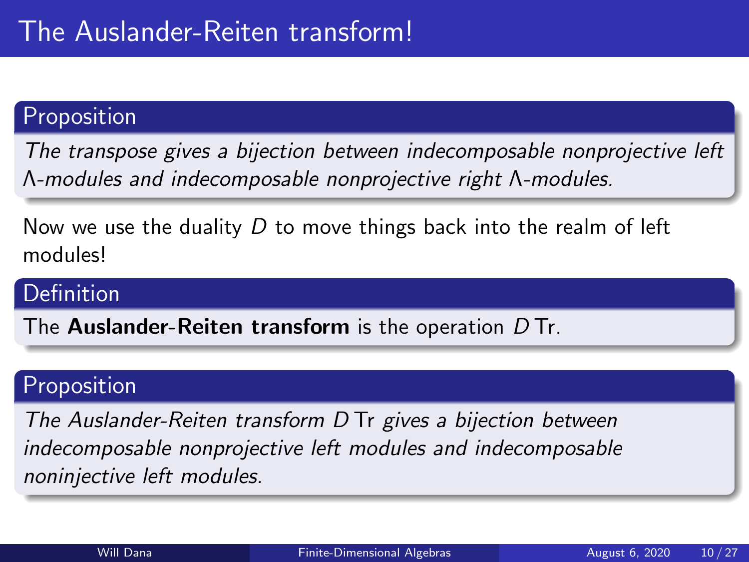# The Auslander-Reiten transform!

**Proposition**

*The transpose gives a bijection between indecomposable nonprojective left $\Lambda$-modules and indecomposable nonprojective right $\Lambda$-modules.*

Now we use the duality $D$ to move things back into the realm of left modules!

**Definition**

The **Auslander-Reiten transform** is the operation $D\,\mathrm{Tr}$.

**Proposition**

*The Auslander-Reiten transform $D\,\mathrm{Tr}$ gives a bijection between indecomposable nonprojective left modules and indecomposable noninjective left modules.*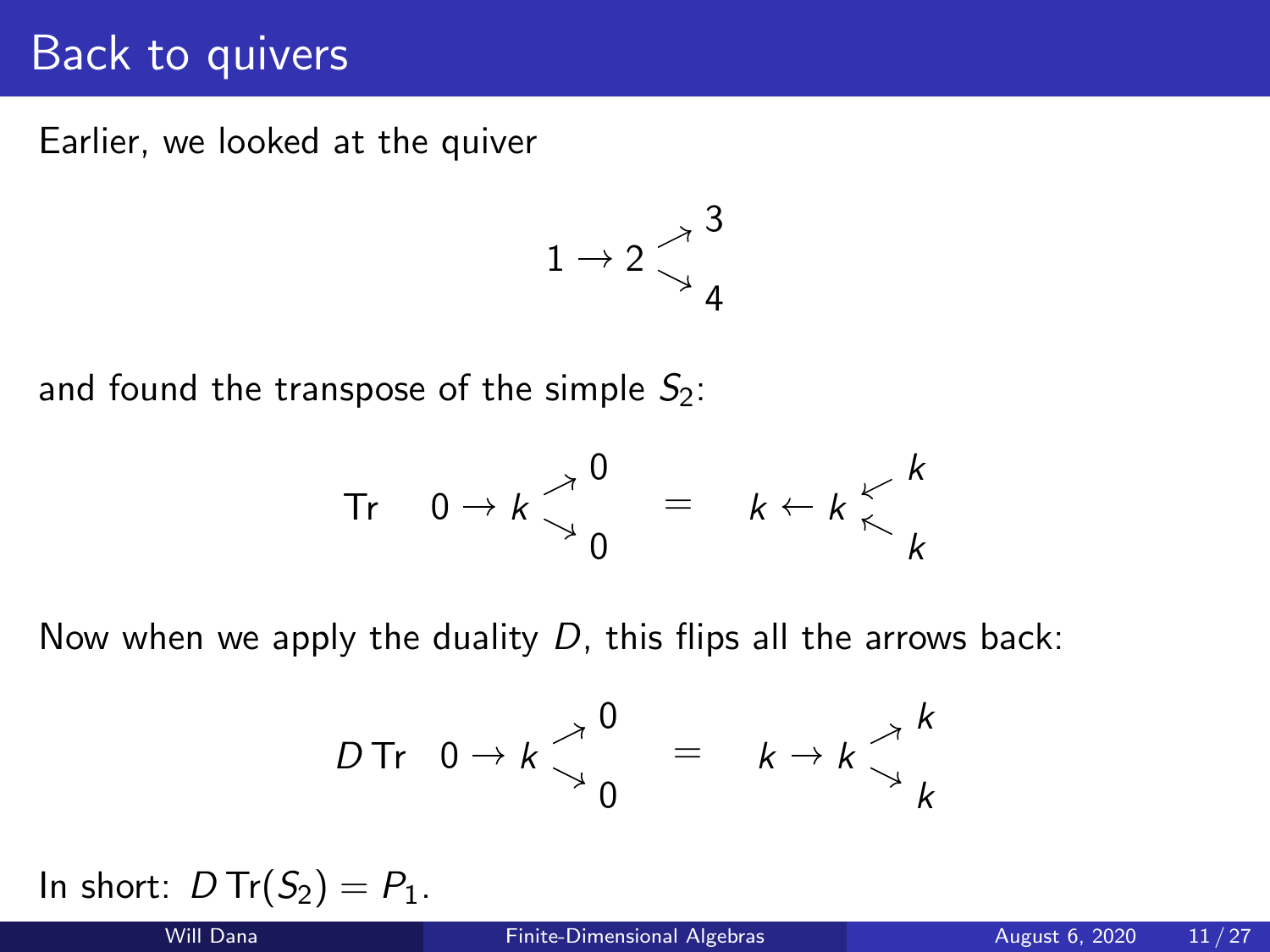# Back to quivers

Earlier, we looked at the quiver

$$1 \to 2 \begin{smallmatrix} \nearrow 3 \\ \searrow 4 \end{smallmatrix}$$

and found the transpose of the simple $S_2$:

$$\operatorname{Tr} \quad 0 \to k \begin{smallmatrix} \nearrow 0 \\ \searrow 0 \end{smallmatrix} \quad = \quad k \leftarrow k \begin{smallmatrix} \swarrow k \\ \nwarrow k \end{smallmatrix}$$

Now when we apply the duality $D$, this flips all the arrows back:

$$D \operatorname{Tr} \quad 0 \to k \begin{smallmatrix} \nearrow 0 \\ \searrow 0 \end{smallmatrix} \quad = \quad k \to k \begin{smallmatrix} \nearrow k \\ \searrow k \end{smallmatrix}$$

In short: $D \operatorname{Tr}(S_2) = P_1$.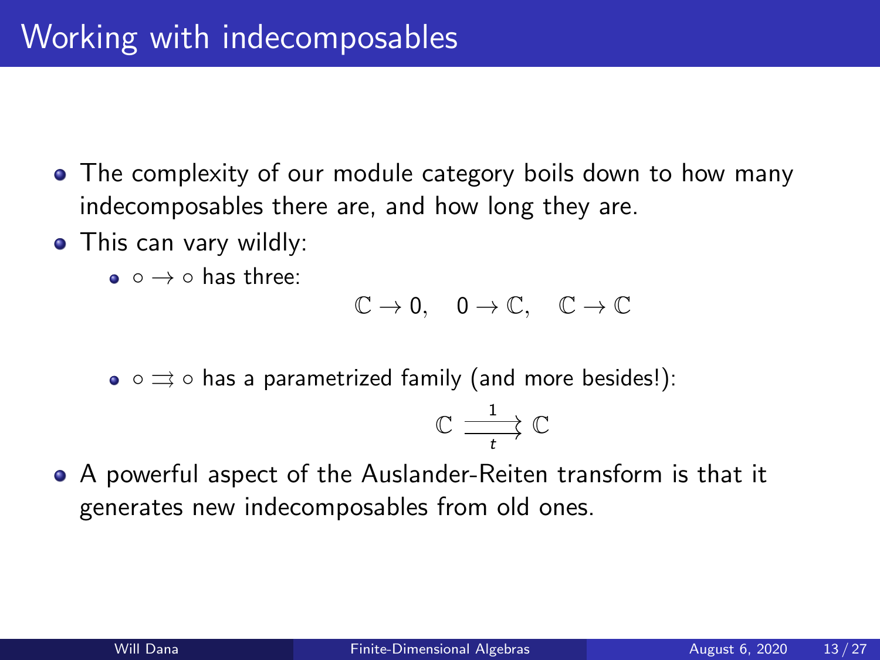# Working with indecomposables

- The complexity of our module category boils down to how many indecomposables there are, and how long they are.
- This can vary wildly:
  - $\circ \to \circ$ has three:

$$\mathbb{C} \to 0, \quad 0 \to \mathbb{C}, \quad \mathbb{C} \to \mathbb{C}$$

  - $\circ \rightrightarrows \circ$ has a parametrized family (and more besides!):

$$\mathbb{C} \underset{t}{\overset{1}{\rightrightarrows}} \mathbb{C}$$

- A powerful aspect of the Auslander-Reiten transform is that it generates new indecomposables from old ones.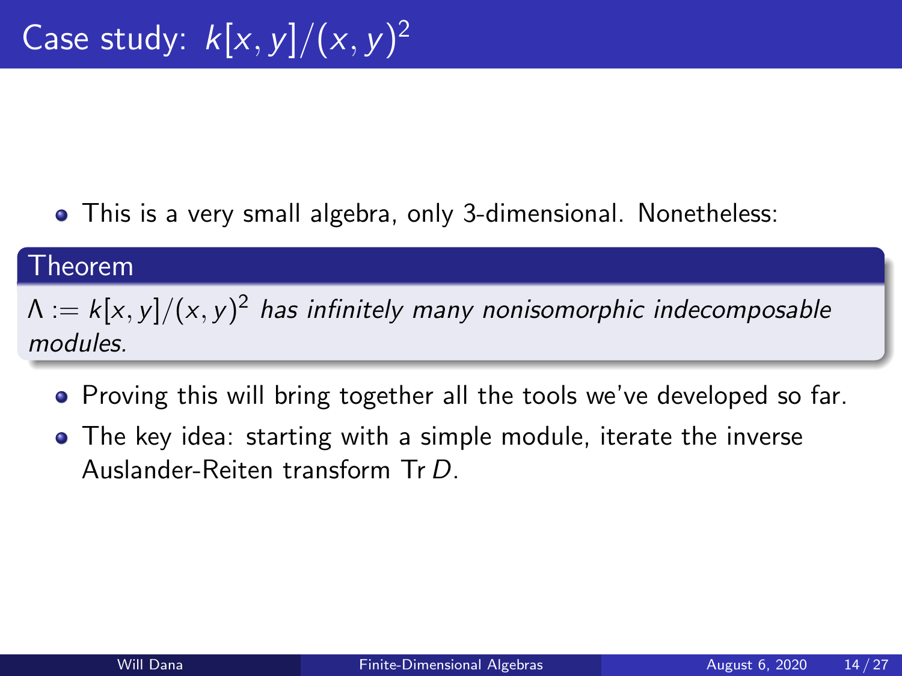# Case study: $k[x, y]/(x, y)^2$

- This is a very small algebra, only 3-dimensional. Nonetheless:

**Theorem**

*$\Lambda := k[x, y]/(x, y)^2$ has infinitely many nonisomorphic indecomposable modules.*

- Proving this will bring together all the tools we've developed so far.
- The key idea: starting with a simple module, iterate the inverse Auslander-Reiten transform $\operatorname{Tr} D$.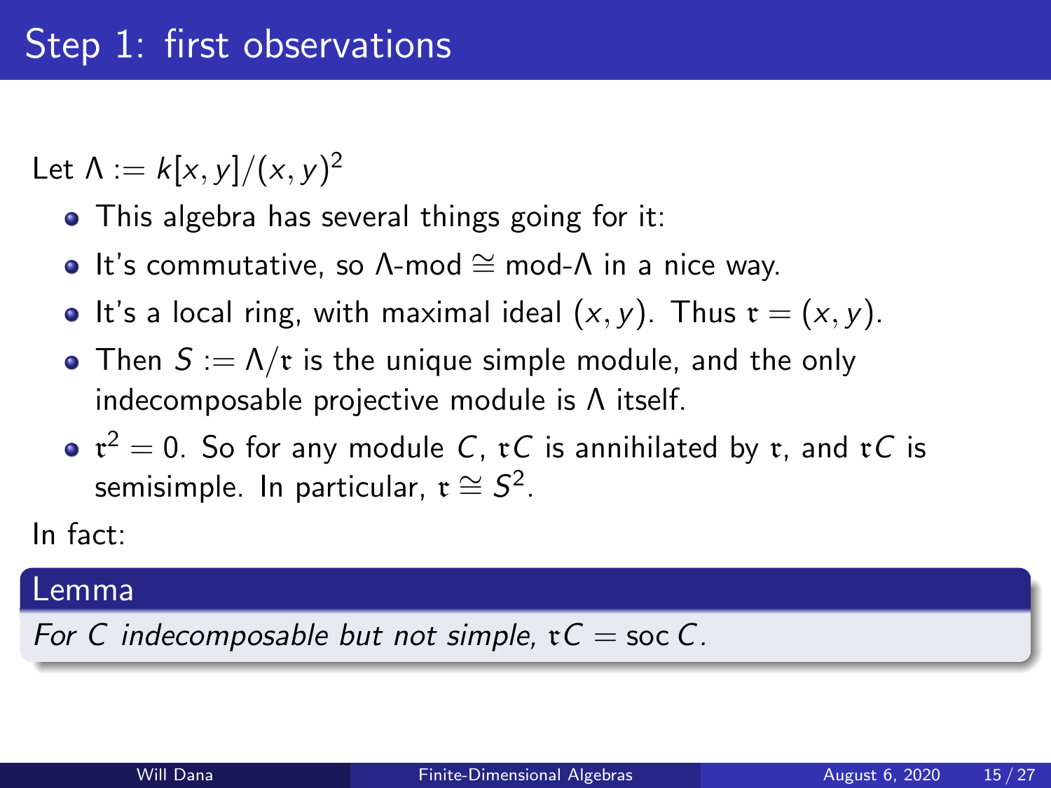# Step 1: first observations

Let $\Lambda := k[x, y]/(x, y)^2$

- This algebra has several things going for it:
- It's commutative, so $\Lambda$-mod $\cong$ mod-$\Lambda$ in a nice way.
- It's a local ring, with maximal ideal $(x, y)$. Thus $\mathfrak{r} = (x, y)$.
- Then $S := \Lambda/\mathfrak{r}$ is the unique simple module, and the only indecomposable projective module is $\Lambda$ itself.
- $\mathfrak{r}^2 = 0$. So for any module $C$, $\mathfrak{r}C$ is annihilated by $\mathfrak{r}$, and $\mathfrak{r}C$ is semisimple. In particular, $\mathfrak{r} \cong S^2$.

In fact:

**Lemma**

*For $C$ indecomposable but not simple, $\mathfrak{r}C = \operatorname{soc} C$.*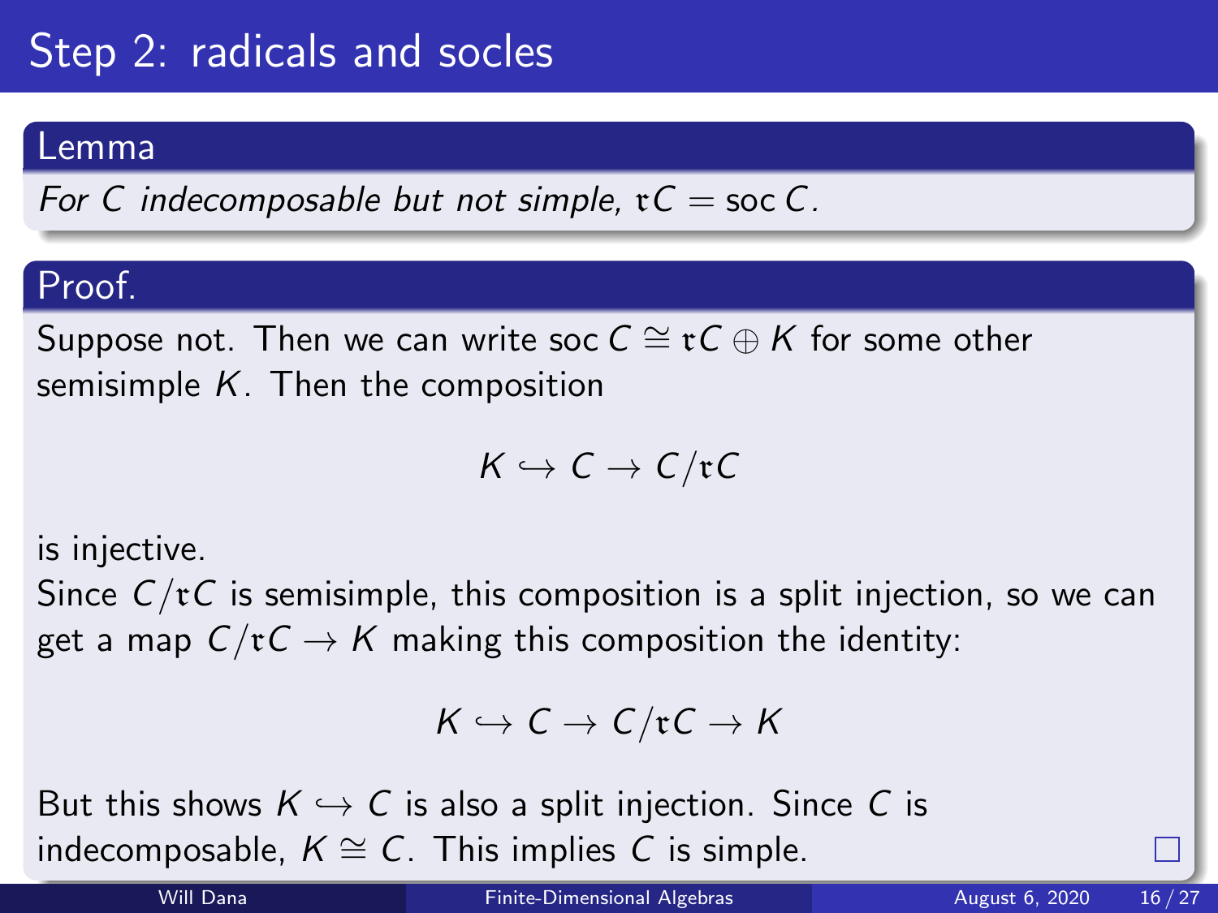# Step 2: radicals and socles

**Lemma**

*For $C$ indecomposable but not simple, $\mathfrak{r}C = \operatorname{soc} C$.*

**Proof.**

Suppose not. Then we can write $\operatorname{soc} C \cong \mathfrak{r}C \oplus K$ for some other semisimple $K$. Then the composition

$$K \hookrightarrow C \to C/\mathfrak{r}C$$

is injective.

Since $C/\mathfrak{r}C$ is semisimple, this composition is a split injection, so we can get a map $C/\mathfrak{r}C \to K$ making this composition the identity:

$$K \hookrightarrow C \to C/\mathfrak{r}C \to K$$

But this shows $K \hookrightarrow C$ is also a split injection. Since $C$ is indecomposable, $K \cong C$. This implies $C$ is simple. □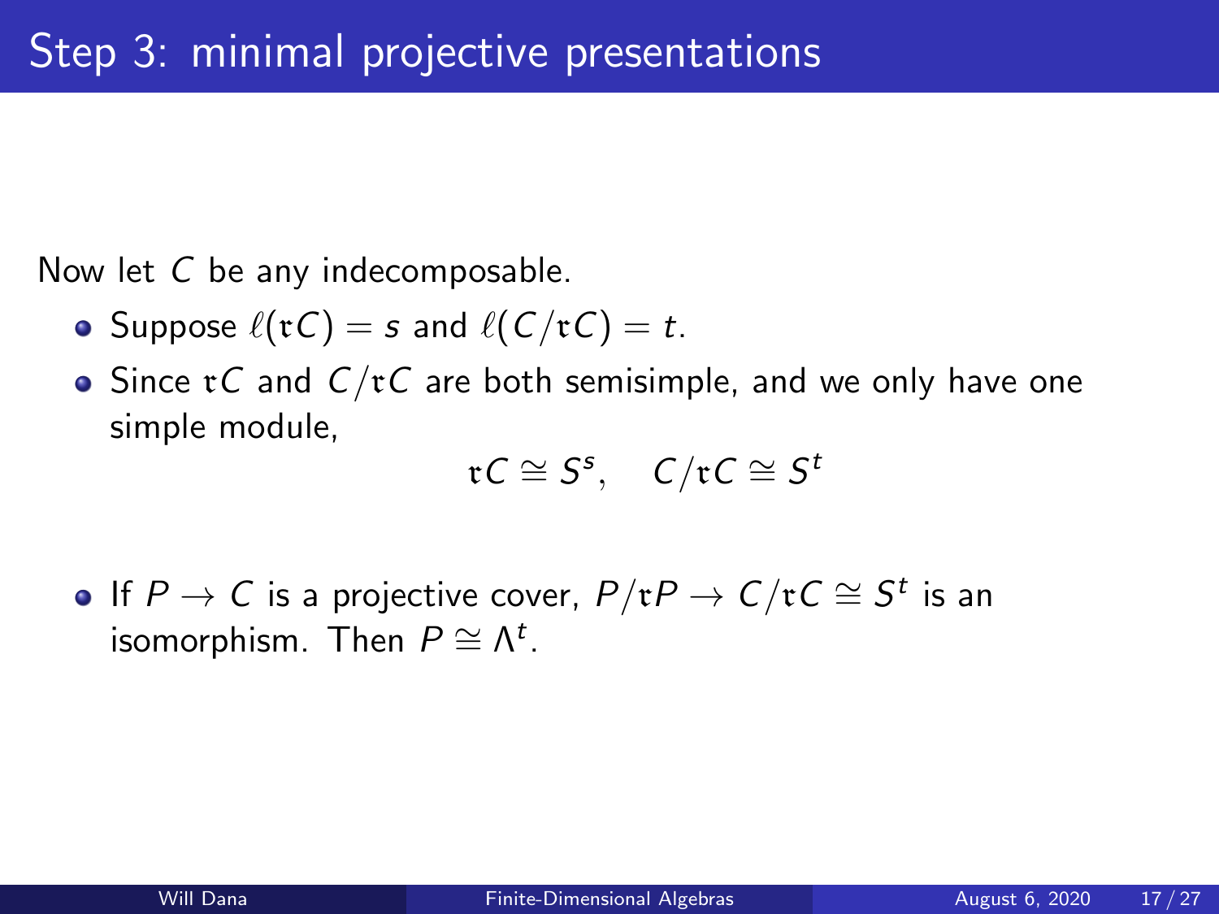# Step 3: minimal projective presentations

Now let $C$ be any indecomposable.

- Suppose $\ell(\mathfrak{r}C) = s$ and $\ell(C/\mathfrak{r}C) = t$.
- Since $\mathfrak{r}C$ and $C/\mathfrak{r}C$ are both semisimple, and we only have one simple module,

$$\mathfrak{r}C \cong S^s, \quad C/\mathfrak{r}C \cong S^t$$

- If $P \to C$ is a projective cover, $P/\mathfrak{r}P \to C/\mathfrak{r}C \cong S^t$ is an isomorphism. Then $P \cong \Lambda^t$.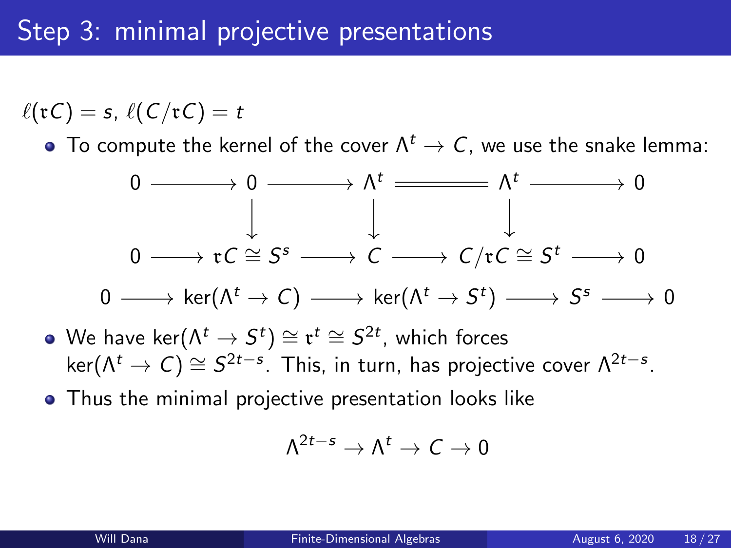# Step 3: minimal projective presentations

$\ell(\mathfrak{r}C) = s$, $\ell(C/\mathfrak{r}C) = t$

- To compute the kernel of the cover $\Lambda^t \to C$, we use the snake lemma:

$$
\begin{array}{ccccccccc}
0 & \longrightarrow & 0 & \longrightarrow & \Lambda^t & = & \Lambda^t & \longrightarrow & 0 \\
 & & \downarrow & & \downarrow & & \downarrow & & \\
0 & \longrightarrow & \mathfrak{r}C \cong S^s & \longrightarrow & C & \longrightarrow & C/\mathfrak{r}C \cong S^t & \longrightarrow & 0
\end{array}
$$

$$0 \longrightarrow \ker(\Lambda^t \to C) \longrightarrow \ker(\Lambda^t \to S^t) \longrightarrow S^s \longrightarrow 0$$

- We have $\ker(\Lambda^t \to S^t) \cong \mathfrak{r}^t \cong S^{2t}$, which forces $\ker(\Lambda^t \to C) \cong S^{2t-s}$. This, in turn, has projective cover $\Lambda^{2t-s}$.
- Thus the minimal projective presentation looks like

$$\Lambda^{2t-s} \to \Lambda^t \to C \to 0$$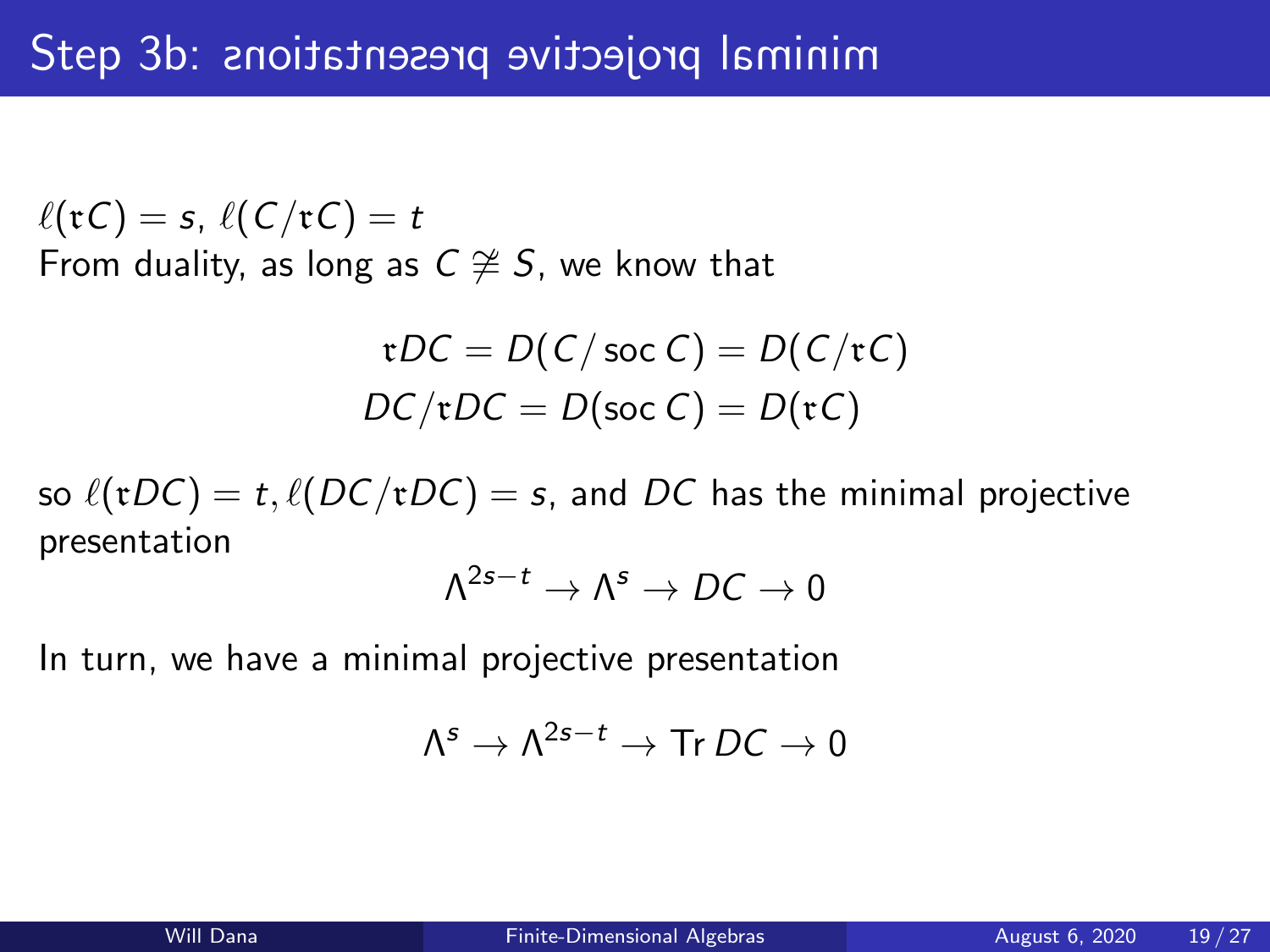# Step 3b: minimal projective presentations

$\ell(\mathfrak{r}C) = s$, $\ell(C/\mathfrak{r}C) = t$
From duality, as long as $C \ncong S$, we know that

$$\mathfrak{r}DC = D(C/\operatorname{soc} C) = D(C/\mathfrak{r}C)$$
$$DC/\mathfrak{r}DC = D(\operatorname{soc} C) = D(\mathfrak{r}C)$$

so $\ell(\mathfrak{r}DC) = t, \ell(DC/\mathfrak{r}DC) = s$, and $DC$ has the minimal projective presentation

$$\Lambda^{2s-t} \to \Lambda^s \to DC \to 0$$

In turn, we have a minimal projective presentation

$$\Lambda^s \to \Lambda^{2s-t} \to \operatorname{Tr} DC \to 0$$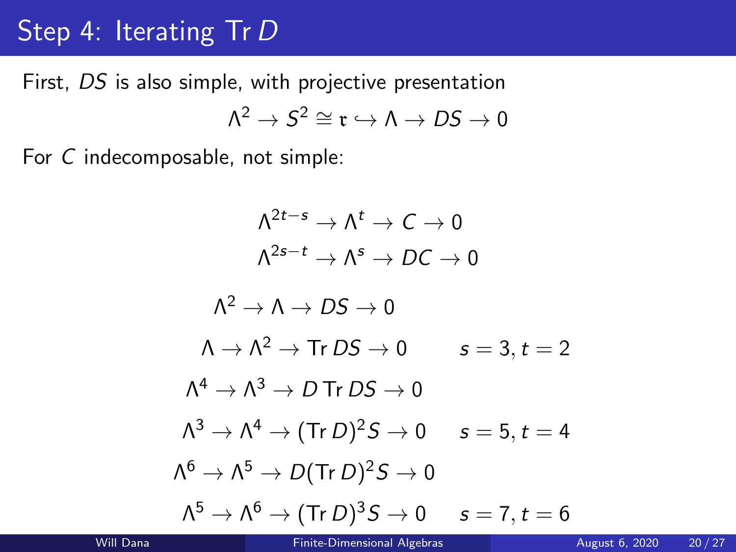# Step 4: Iterating $\operatorname{Tr} D$

First, $DS$ is also simple, with projective presentation

$$\Lambda^2 \to S^2 \cong \mathfrak{r} \hookrightarrow \Lambda \to DS \to 0$$

For $C$ indecomposable, not simple:

$$\Lambda^{2t-s} \to \Lambda^t \to C \to 0$$

$$\Lambda^{2s-t} \to \Lambda^s \to DC \to 0$$

$$\Lambda^2 \to \Lambda \to DS \to 0$$

$$\Lambda \to \Lambda^2 \to \operatorname{Tr} DS \to 0 \qquad s = 3, t = 2$$

$$\Lambda^4 \to \Lambda^3 \to D \operatorname{Tr} DS \to 0$$

$$\Lambda^3 \to \Lambda^4 \to (\operatorname{Tr} D)^2 S \to 0 \qquad s = 5, t = 4$$

$$\Lambda^6 \to \Lambda^5 \to D(\operatorname{Tr} D)^2 S \to 0$$

$$\Lambda^5 \to \Lambda^6 \to (\operatorname{Tr} D)^3 S \to 0 \qquad s = 7, t = 6$$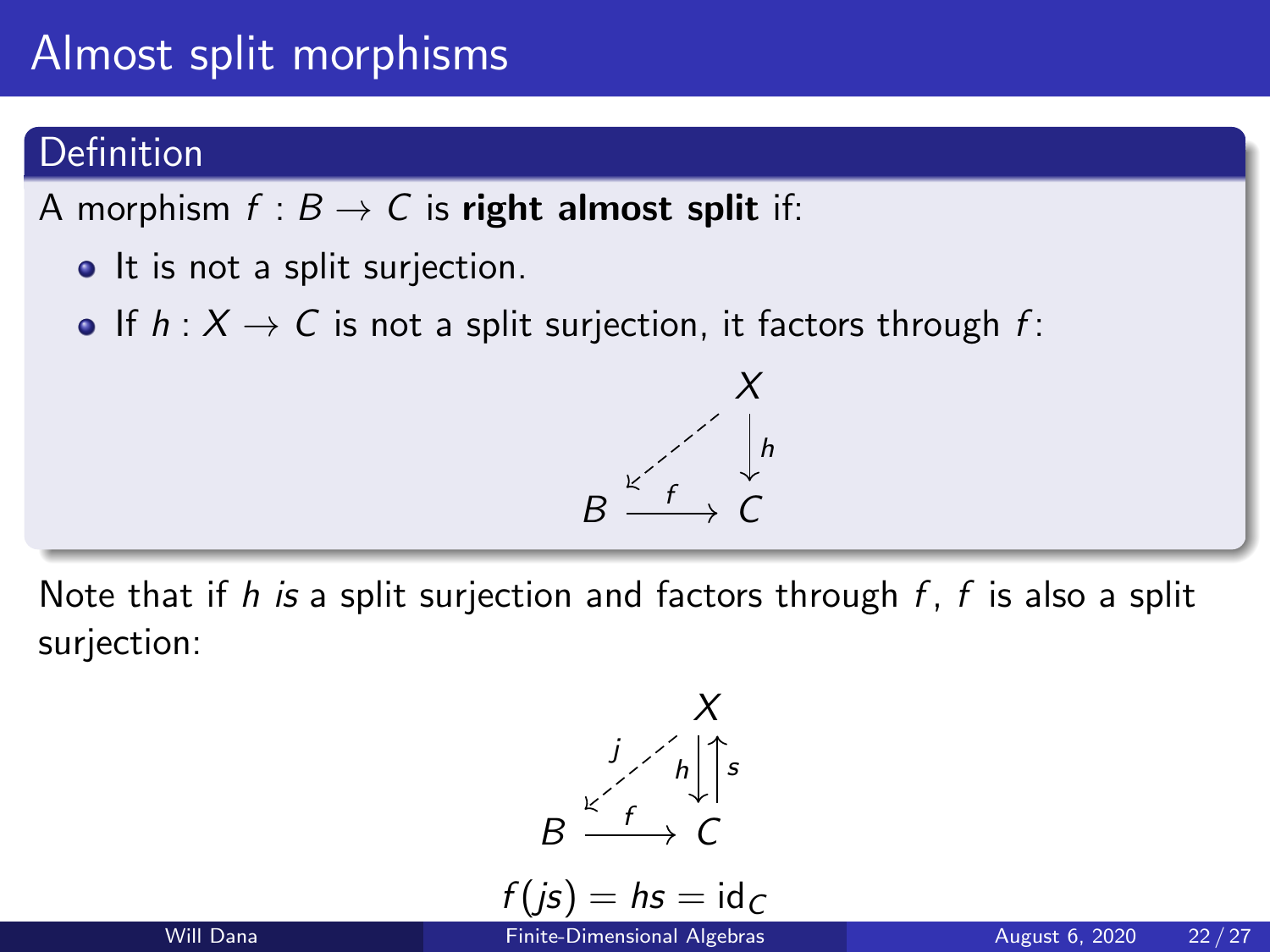# Almost split morphisms

## Definition

A morphism $f : B \to C$ is **right almost split** if:

- It is not a split surjection.
- If $h : X \to C$ is not a split surjection, it factors through $f$:

$$\begin{array}{ccc} & & X \\ & \swarrow & \downarrow h \\ B & \xrightarrow{f} & C \end{array}$$

Note that if $h$ *is* a split surjection and factors through $f$, $f$ is also a split surjection:

$$\begin{array}{ccc} & & X \\ & \overset{j}{\swarrow} & h \downarrow \uparrow s \\ B & \xrightarrow{f} & C \end{array}$$

$$f(js) = hs = \mathrm{id}_C$$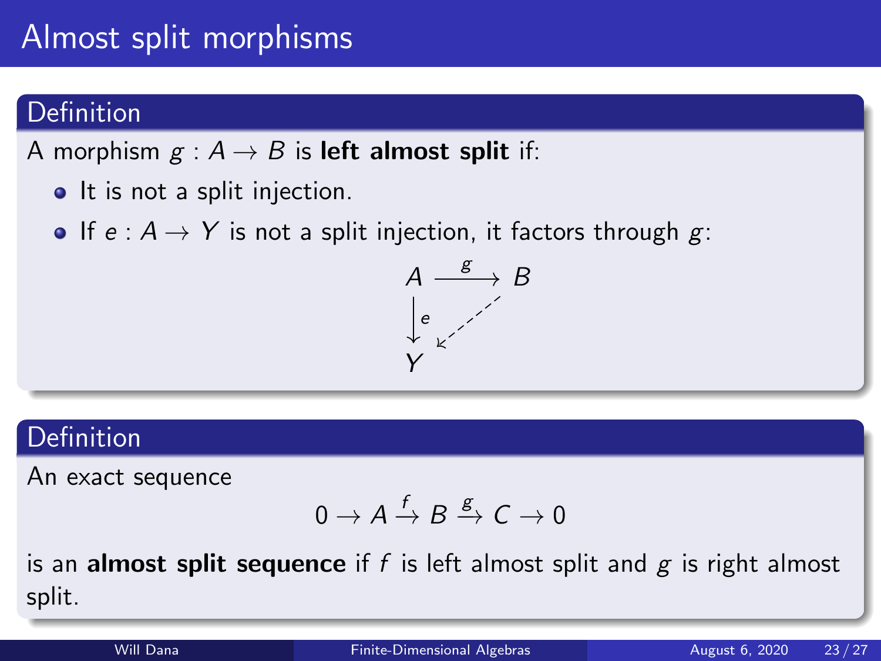# Almost split morphisms

**Definition**

A morphism $g : A \to B$ is **left almost split** if:

- It is not a split injection.
- If $e : A \to Y$ is not a split injection, it factors through $g$:

$$\begin{array}{ccc} A & \xrightarrow{g} & B \\ \downarrow e & \swarrow & \\ Y & & \end{array}$$

**Definition**

An exact sequence

$$0 \to A \xrightarrow{f} B \xrightarrow{g} C \to 0$$

is an **almost split sequence** if $f$ is left almost split and $g$ is right almost split.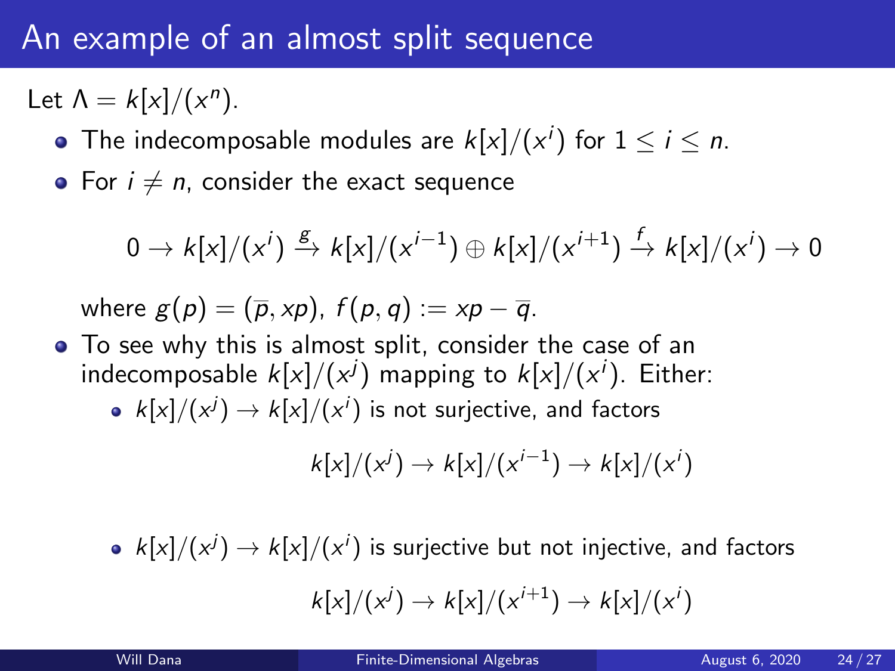# An example of an almost split sequence

Let $\Lambda = k[x]/(x^n)$.

- The indecomposable modules are $k[x]/(x^i)$ for $1 \leq i \leq n$.
- For $i \neq n$, consider the exact sequence

$$0 \to k[x]/(x^i) \xrightarrow{g} k[x]/(x^{i-1}) \oplus k[x]/(x^{i+1}) \xrightarrow{f} k[x]/(x^i) \to 0$$

  where $g(p) = (\overline{p}, xp)$, $f(p, q) := xp - \overline{q}$.
- To see why this is almost split, consider the case of an indecomposable $k[x]/(x^j)$ mapping to $k[x]/(x^i)$. Either:
  - $k[x]/(x^j) \to k[x]/(x^i)$ is not surjective, and factors

$$k[x]/(x^j) \to k[x]/(x^{i-1}) \to k[x]/(x^i)$$

  - $k[x]/(x^j) \to k[x]/(x^i)$ is surjective but not injective, and factors

$$k[x]/(x^j) \to k[x]/(x^{i+1}) \to k[x]/(x^i)$$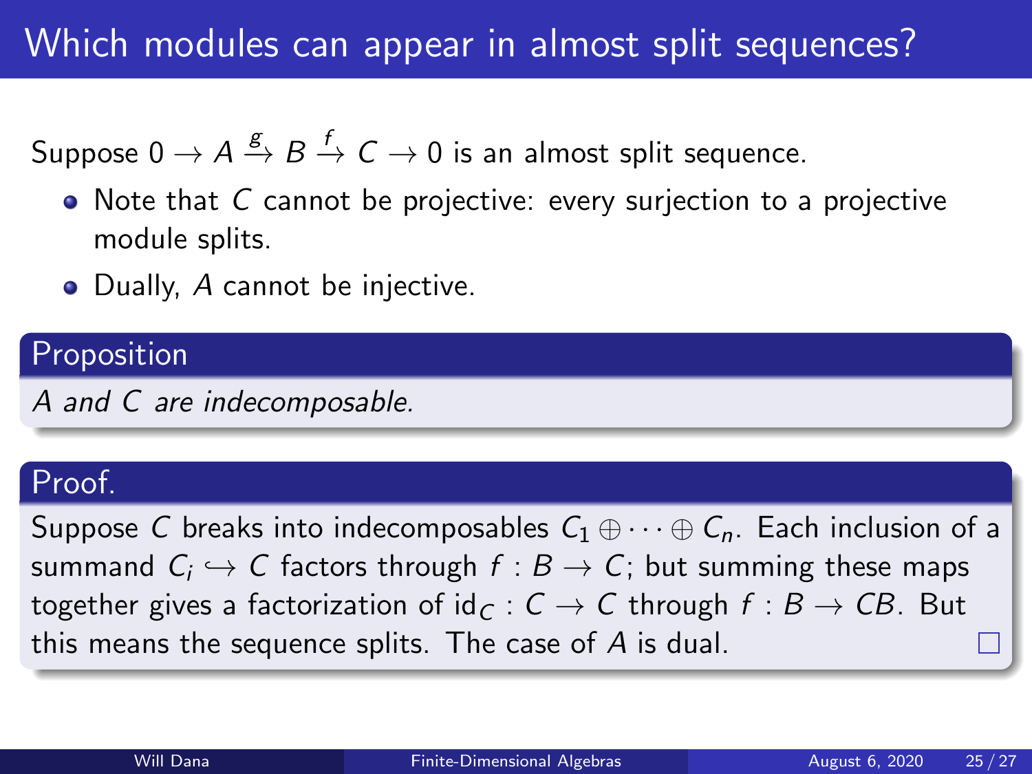# Which modules can appear in almost split sequences?

Suppose $0 \to A \xrightarrow{g} B \xrightarrow{f} C \to 0$ is an almost split sequence.

- Note that $C$ cannot be projective: every surjection to a projective module splits.
- Dually, $A$ cannot be injective.

**Proposition**

*$A$ and $C$ are indecomposable.*

**Proof.**

Suppose $C$ breaks into indecomposables $C_1 \oplus \cdots \oplus C_n$. Each inclusion of a summand $C_i \hookrightarrow C$ factors through $f : B \to C$; but summing these maps together gives a factorization of $\mathrm{id}_C : C \to C$ through $f : B \to CB$. But this means the sequence splits. The case of $A$ is dual. □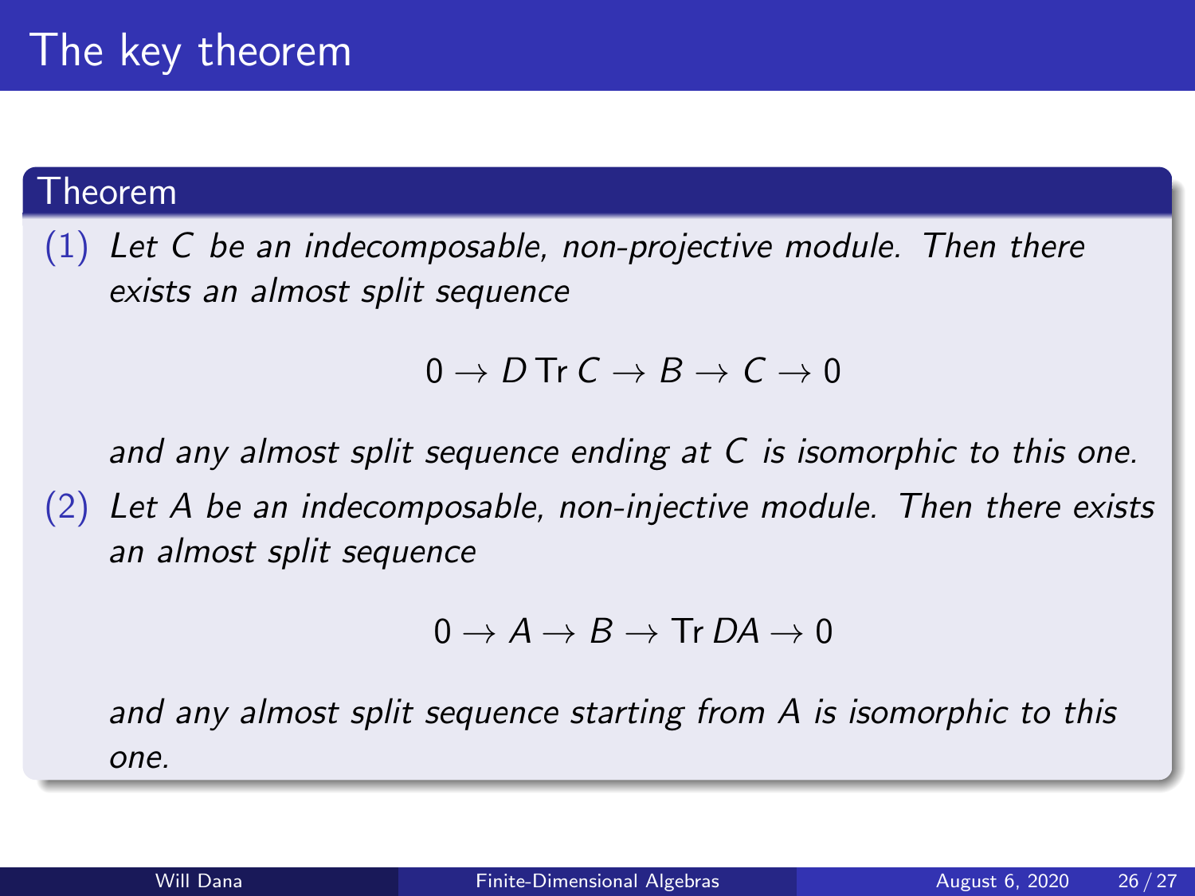# The key theorem

**Theorem**

(1) *Let $C$ be an indecomposable, non-projective module. Then there exists an almost split sequence*

$$0 \to D\,\mathrm{Tr}\,C \to B \to C \to 0$$

*and any almost split sequence ending at $C$ is isomorphic to this one.*

(2) *Let $A$ be an indecomposable, non-injective module. Then there exists an almost split sequence*

$$0 \to A \to B \to \mathrm{Tr}\,DA \to 0$$

*and any almost split sequence starting from $A$ is isomorphic to this one.*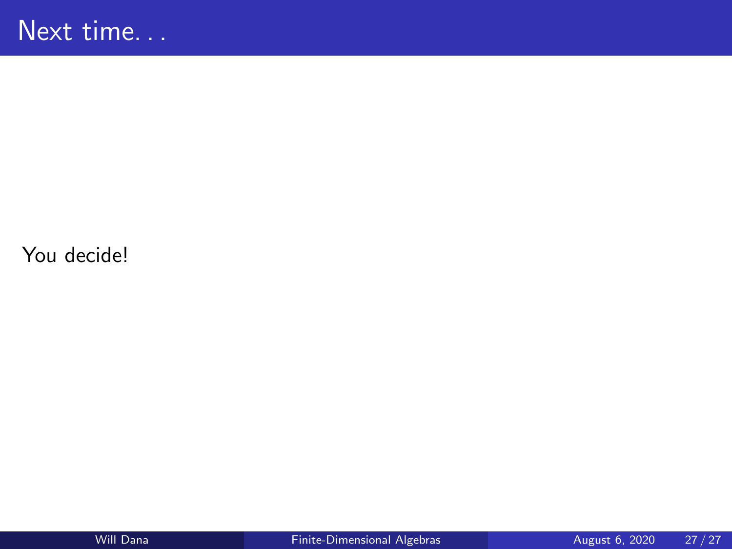# Next time. . .

You decide!